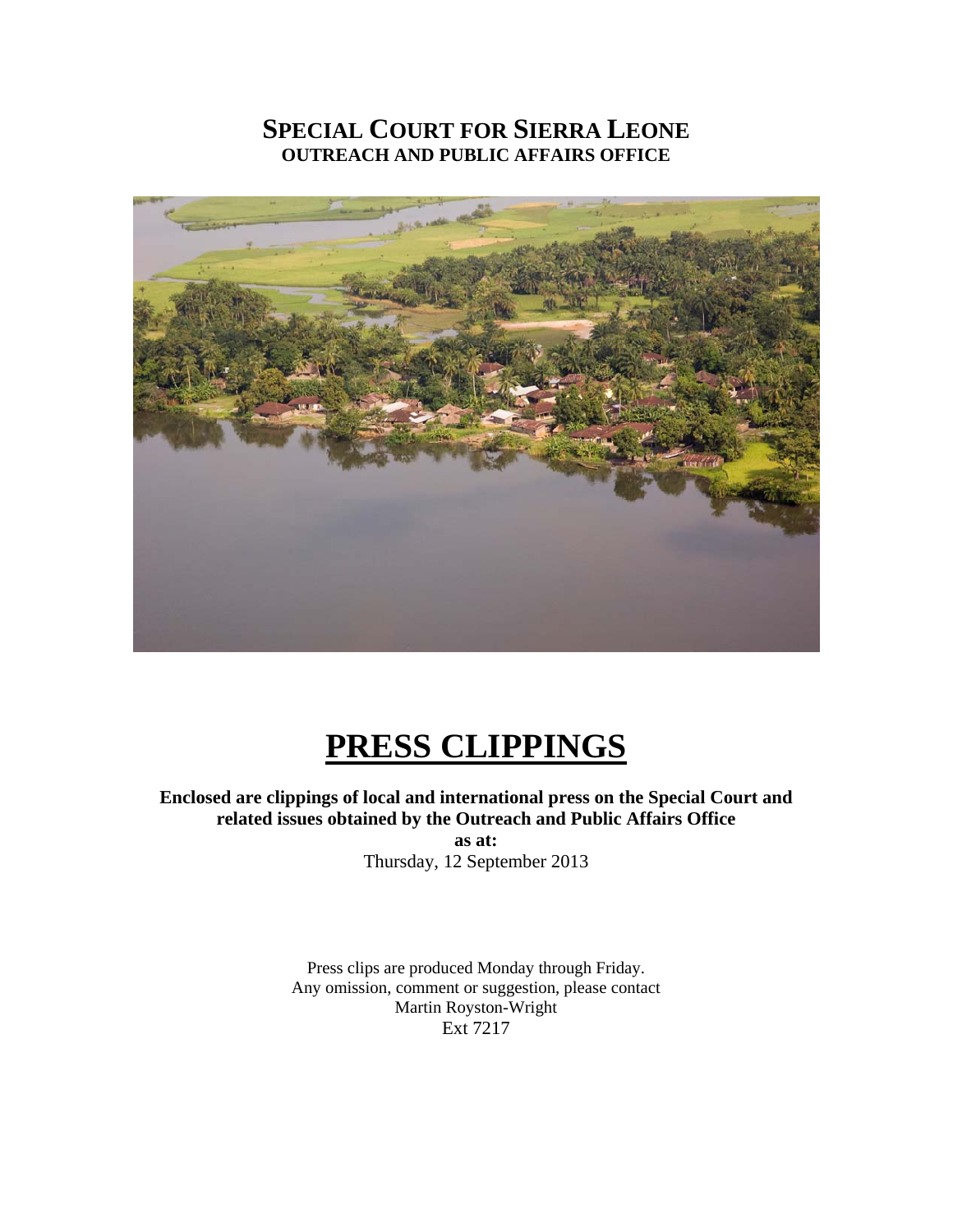# SPECIAL COURT FOR SIERRA LEONE

## OUTREACH AND PUBLIC AFFAIRS OFFICE

# PRESS CLIPPINGS

**Enclosed are clippings of local and international press on the Special Court and related issues obtained by the Outreach and Public Affairs Office**

**as at:**

Thursday, 12 September 2013

Press clips are produced Monday through Friday.
Any omission, comment or suggestion, please contact
Martin Royston-Wright
Ext 7217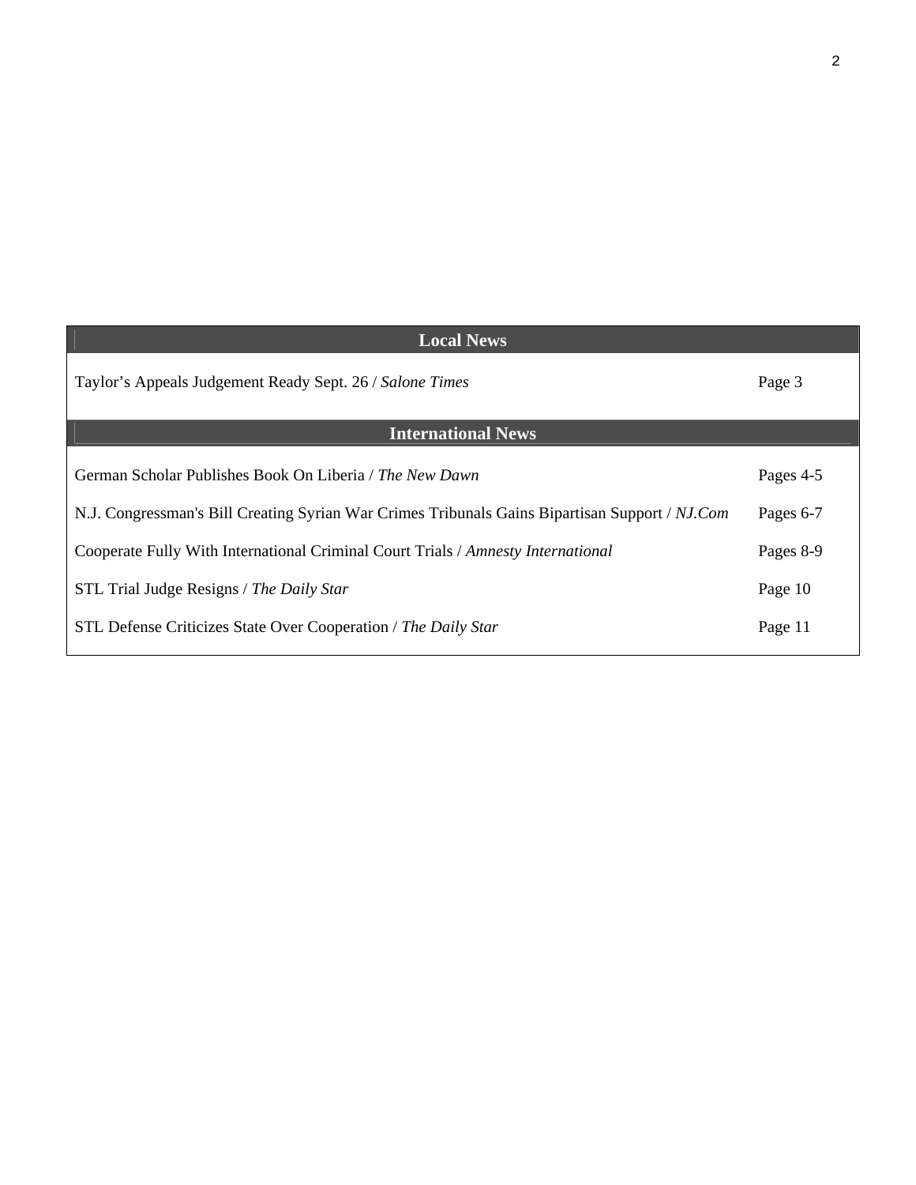| Local News | |
| --- | --- |
| Taylor’s Appeals Judgement Ready Sept. 26 / *Salone Times* | Page 3 |
| **International News** | |
| German Scholar Publishes Book On Liberia / *The New Dawn* | Pages 4-5 |
| N.J. Congressman's Bill Creating Syrian War Crimes Tribunals Gains Bipartisan Support / *NJ.Com* | Pages 6-7 |
| Cooperate Fully With International Criminal Court Trials / *Amnesty International* | Pages 8-9 |
| STL Trial Judge Resigns / *The Daily Star* | Page 10 |
| STL Defense Criticizes State Over Cooperation / *The Daily Star* | Page 11 |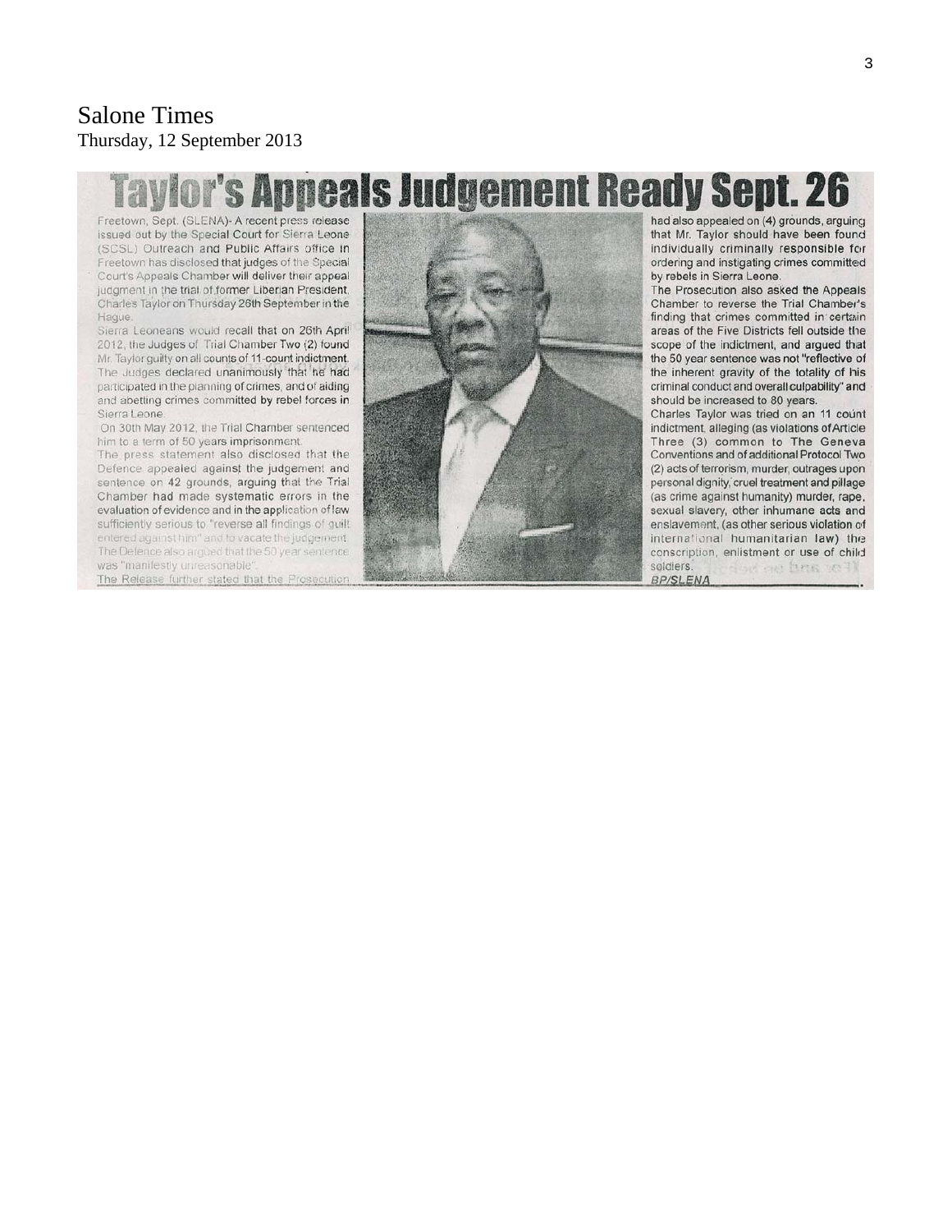Salone Times
Thursday, 12 September 2013

# Taylor's Appeals Judgement Ready Sept. 26

Freetown, Sept. (SLENA)- A recent press release issued out by the Special Court for Sierra Leone (SCSL) Outreach and Public Affairs office in Freetown has disclosed that judges of the Special Court's Appeals Chamber will deliver their appeal judgment in the trial of former Liberian President, Charles Taylor on Thursday 26th September in the Hague.

Sierra Leoneans would recall that on 26th April 2012, the Judges of Trial Chamber Two (2) found Mr. Taylor guilty on all counts of 11-count indictment. The Judges declared unanimously that he had participated in the planning of crimes, and of aiding and abetting crimes committed by rebel forces in Sierra Leone.

On 30th May 2012, the Trial Chamber sentenced him to a term of 50 years imprisonment.

The press statement also disclosed that the Defence appealed against the judgement and sentence on 42 grounds, arguing that the Trial Chamber had made systematic errors in the evaluation of evidence and in the application of law sufficiently serious to "reverse all findings of guilt entered against him" and to vacate the judgement. The Defence also argued that the 50 year sentence was "manifestly unreasonable".

The Release further stated that the Prosecution had also appealed on (4) grounds, arguing that Mr. Taylor should have been found individually criminally responsible for ordering and instigating crimes committed by rebels in Sierra Leone.

The Prosecution also asked the Appeals Chamber to reverse the Trial Chamber's finding that crimes committed in certain areas of the Five Districts fell outside the scope of the indictment, and argued that the 50 year sentence was not "reflective of the inherent gravity of the totality of his criminal conduct and overall culpability" and should be increased to 80 years.

Charles Taylor was tried on an 11 count indictment, alleging (as violations of Article Three (3) common to The Geneva Conventions and of additional Protocol Two (2) acts of terrorism, murder, outrages upon personal dignity, cruel treatment and pillage (as crime against humanity) murder, rape, sexual slavery, other inhumane acts and enslavement, (as other serious violation of international humanitarian law) the conscription, enlistment or use of child soldiers.

**BP/SLENA**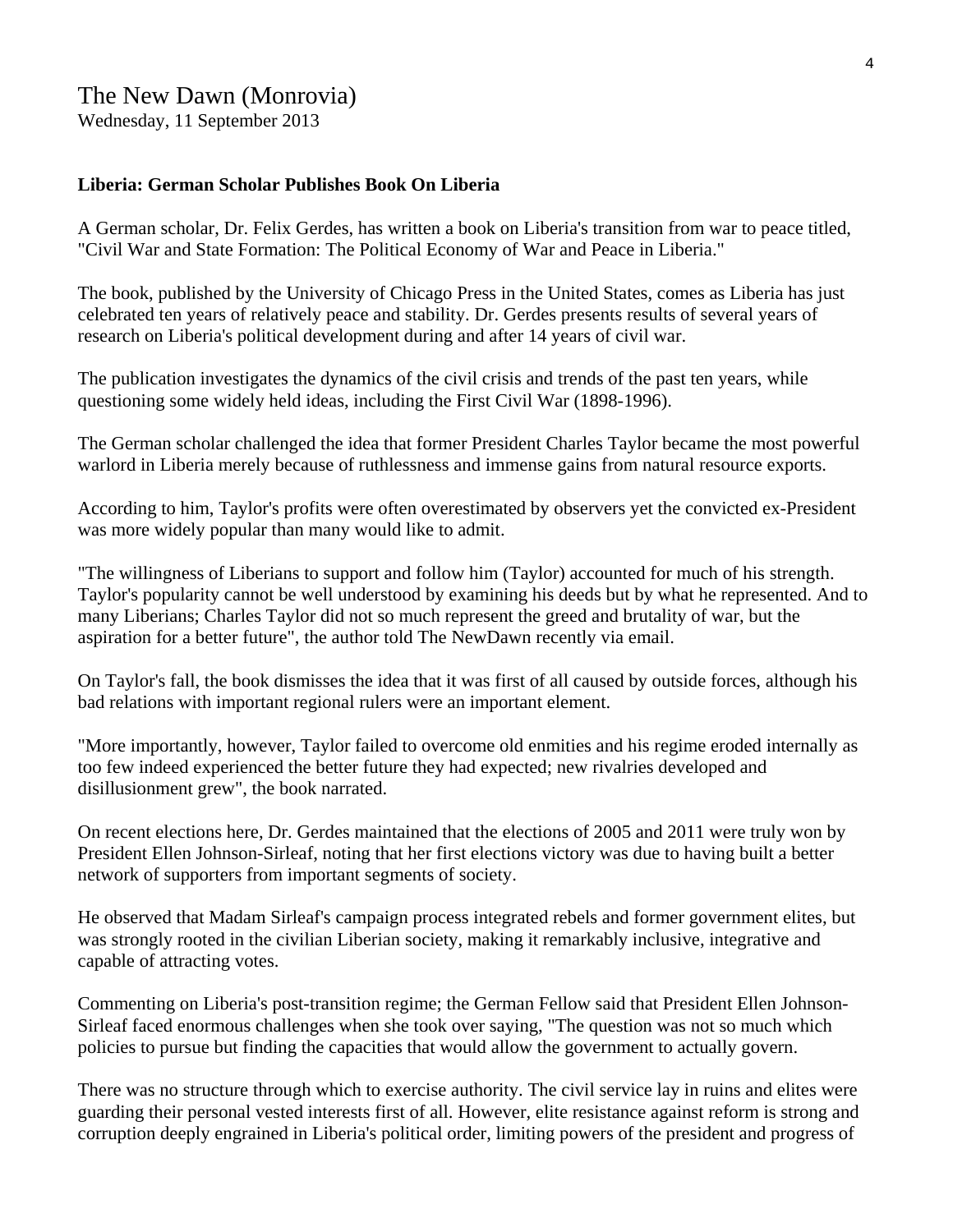## The New Dawn (Monrovia)

Wednesday, 11 September 2013

**Liberia: German Scholar Publishes Book On Liberia**

A German scholar, Dr. Felix Gerdes, has written a book on Liberia's transition from war to peace titled, "Civil War and State Formation: The Political Economy of War and Peace in Liberia."

The book, published by the University of Chicago Press in the United States, comes as Liberia has just celebrated ten years of relatively peace and stability. Dr. Gerdes presents results of several years of research on Liberia's political development during and after 14 years of civil war.

The publication investigates the dynamics of the civil crisis and trends of the past ten years, while questioning some widely held ideas, including the First Civil War (1898-1996).

The German scholar challenged the idea that former President Charles Taylor became the most powerful warlord in Liberia merely because of ruthlessness and immense gains from natural resource exports.

According to him, Taylor's profits were often overestimated by observers yet the convicted ex-President was more widely popular than many would like to admit.

"The willingness of Liberians to support and follow him (Taylor) accounted for much of his strength. Taylor's popularity cannot be well understood by examining his deeds but by what he represented. And to many Liberians; Charles Taylor did not so much represent the greed and brutality of war, but the aspiration for a better future", the author told The NewDawn recently via email.

On Taylor's fall, the book dismisses the idea that it was first of all caused by outside forces, although his bad relations with important regional rulers were an important element.

"More importantly, however, Taylor failed to overcome old enmities and his regime eroded internally as too few indeed experienced the better future they had expected; new rivalries developed and disillusionment grew", the book narrated.

On recent elections here, Dr. Gerdes maintained that the elections of 2005 and 2011 were truly won by President Ellen Johnson-Sirleaf, noting that her first elections victory was due to having built a better network of supporters from important segments of society.

He observed that Madam Sirleaf's campaign process integrated rebels and former government elites, but was strongly rooted in the civilian Liberian society, making it remarkably inclusive, integrative and capable of attracting votes.

Commenting on Liberia's post-transition regime; the German Fellow said that President Ellen Johnson-Sirleaf faced enormous challenges when she took over saying, "The question was not so much which policies to pursue but finding the capacities that would allow the government to actually govern.

There was no structure through which to exercise authority. The civil service lay in ruins and elites were guarding their personal vested interests first of all. However, elite resistance against reform is strong and corruption deeply engrained in Liberia's political order, limiting powers of the president and progress of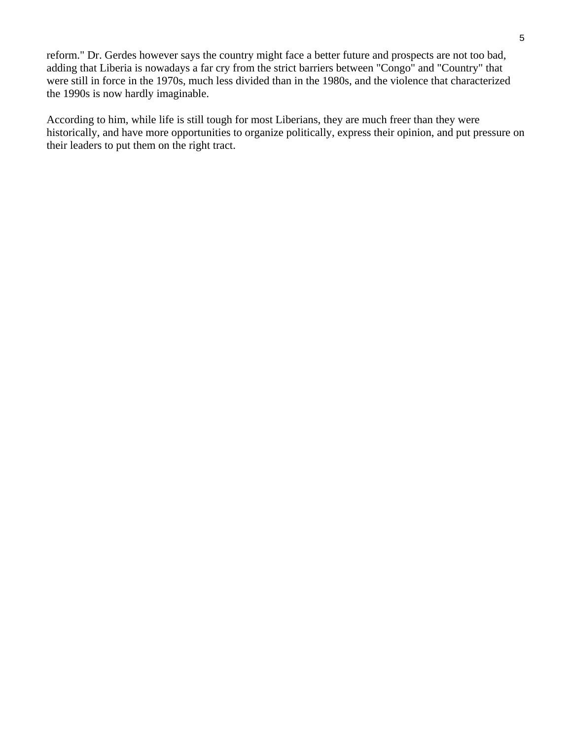reform." Dr. Gerdes however says the country might face a better future and prospects are not too bad, adding that Liberia is nowadays a far cry from the strict barriers between "Congo" and "Country" that were still in force in the 1970s, much less divided than in the 1980s, and the violence that characterized the 1990s is now hardly imaginable.

According to him, while life is still tough for most Liberians, they are much freer than they were historically, and have more opportunities to organize politically, express their opinion, and put pressure on their leaders to put them on the right tract.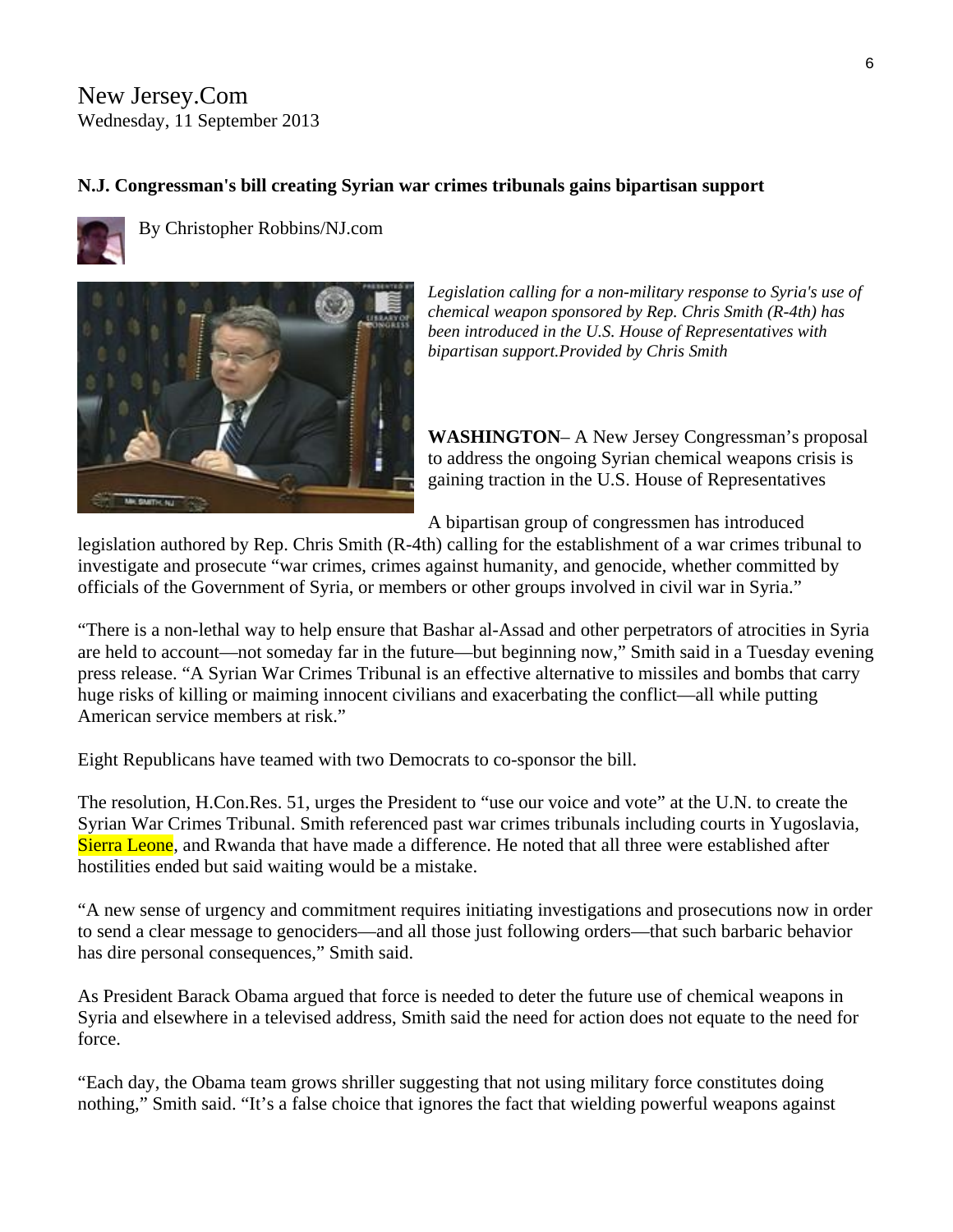New Jersey.Com
Wednesday, 11 September 2013

**N.J. Congressman's bill creating Syrian war crimes tribunals gains bipartisan support**

By Christopher Robbins/NJ.com

*Legislation calling for a non-military response to Syria's use of chemical weapon sponsored by Rep. Chris Smith (R-4th) has been introduced in the U.S. House of Representatives with bipartisan support.Provided by Chris Smith*

**WASHINGTON**– A New Jersey Congressman's proposal to address the ongoing Syrian chemical weapons crisis is gaining traction in the U.S. House of Representatives

A bipartisan group of congressmen has introduced legislation authored by Rep. Chris Smith (R-4th) calling for the establishment of a war crimes tribunal to investigate and prosecute "war crimes, crimes against humanity, and genocide, whether committed by officials of the Government of Syria, or members or other groups involved in civil war in Syria."

"There is a non-lethal way to help ensure that Bashar al-Assad and other perpetrators of atrocities in Syria are held to account—not someday far in the future—but beginning now," Smith said in a Tuesday evening press release. "A Syrian War Crimes Tribunal is an effective alternative to missiles and bombs that carry huge risks of killing or maiming innocent civilians and exacerbating the conflict—all while putting American service members at risk."

Eight Republicans have teamed with two Democrats to co-sponsor the bill.

The resolution, H.Con.Res. 51, urges the President to "use our voice and vote" at the U.N. to create the Syrian War Crimes Tribunal. Smith referenced past war crimes tribunals including courts in Yugoslavia, Sierra Leone, and Rwanda that have made a difference. He noted that all three were established after hostilities ended but said waiting would be a mistake.

"A new sense of urgency and commitment requires initiating investigations and prosecutions now in order to send a clear message toollowingnocidersthat such barbaric behavior has dire personal consequences," Smith said.

As President Barack Obama argued that force is needed to deter the future use of chemical weapons in Syria and elsewhere in a televised address, Smith said the need for action does not equate to the need for force.

"Each day, the Obama team grows shriller suggesting that not using military force constitutes doing nothing," Smith said. "It's a false choice that ignores the fact that wielding powerful weapons against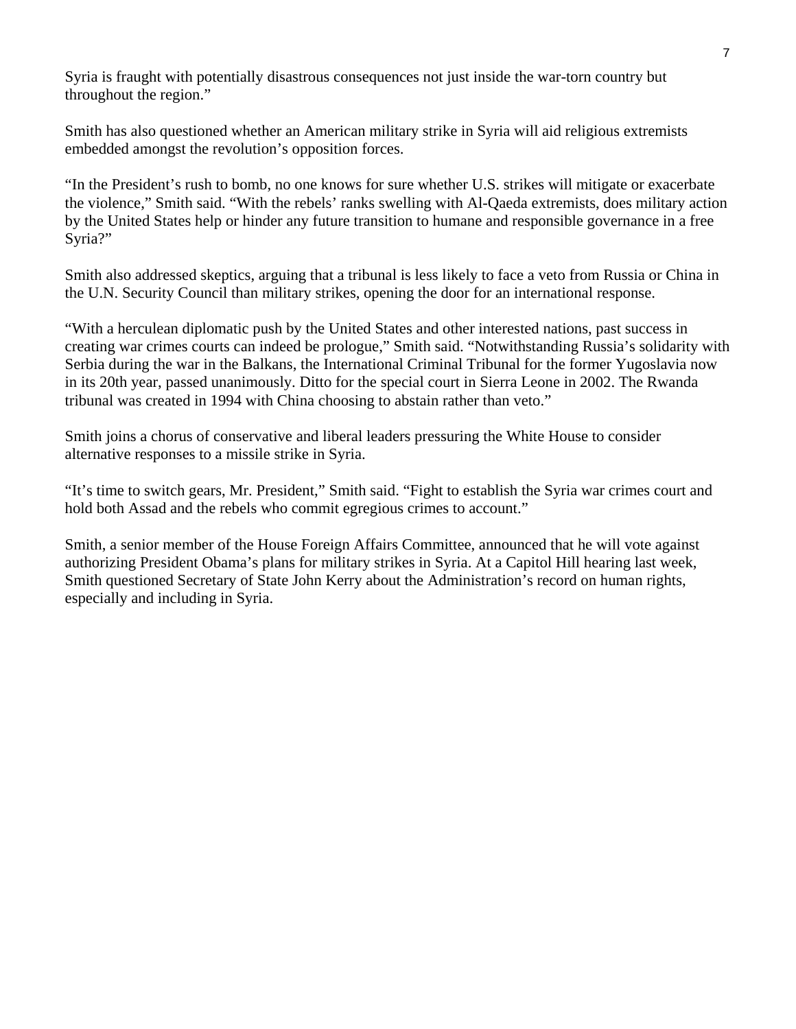Syria is fraught with potentially disastrous consequences not just inside the war-torn country but throughout the region."

Smith has also questioned whether an American military strike in Syria will aid religious extremists embedded amongst the revolution's opposition forces.

"In the President's rush to bomb, no one knows for sure whether U.S. strikes will mitigate or exacerbate the violence," Smith said. "With the rebels' ranks swelling with Al-Qaeda extremists, does military action by the United States help or hinder any future transition to humane and responsible governance in a free Syria?"

Smith also addressed skeptics, arguing that a tribunal is less likely to face a veto from Russia or China in the U.N. Security Council than military strikes, opening the door for an international response.

"With a herculean diplomatic push by the United States and other interested nations, past success in creating war crimes courts can indeed be prologue," Smith said. "Notwithstanding Russia's solidarity with Serbia during the war in the Balkans, the International Criminal Tribunal for the former Yugoslavia now in its 20th year, passed unanimously. Ditto for the special court in Sierra Leone in 2002. The Rwanda tribunal was created in 1994 with China choosing to abstain rather than veto."

Smith joins a chorus of conservative and liberal leaders pressuring the White House to consider alternative responses to a missile strike in Syria.

"It's time to switch gears, Mr. President," Smith said. "Fight to establish the Syria war crimes court and hold both Assad and the rebels who commit egregious crimes to account."

Smith, a senior member of the House Foreign Affairs Committee, announced that he will vote against authorizing President Obama's plans for military strikes in Syria. At a Capitol Hill hearing last week, Smith questioned Secretary of State John Kerry about the Administration's record on human rights, especially and including in Syria.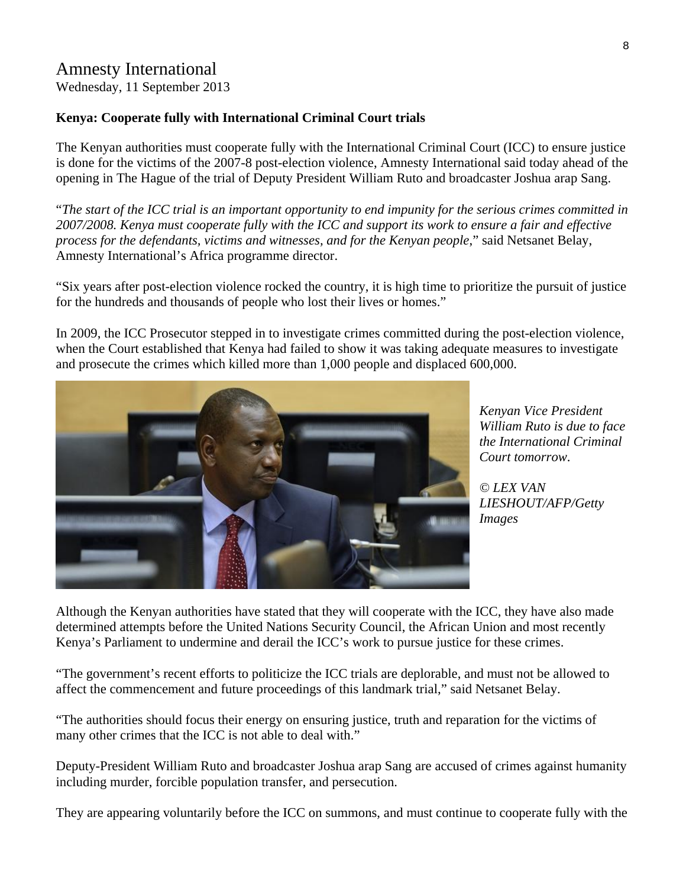# Amnesty International

Wednesday, 11 September 2013

**Kenya: Cooperate fully with International Criminal Court trials**

The Kenyan authorities must cooperate fully with the International Criminal Court (ICC) to ensure justice is done for the victims of the 2007-8 post-election violence, Amnesty International said today ahead of the opening in The Hague of the trial of Deputy President William Ruto and broadcaster Joshua arap Sang.

"*The start of the ICC trial is an important opportunity to end impunity for the serious crimes committed in 2007/2008. Kenya must cooperate fully with the ICC and support its work to ensure a fair and effective process for the defendants, victims and witnesses, and for the Kenyan people*," said Netsanet Belay, Amnesty International's Africa programme director.

"Six years after post-election violence rocked the country, it is high time to prioritize the pursuit of justice for the hundreds and thousands of people who lost their lives or homes."

In 2009, the ICC Prosecutor stepped in to investigate crimes committed during the post-election violence, when the Court established that Kenya had failed to show it was taking adequate measures to investigate and prosecute the crimes which killed more than 1,000 people and displaced 600,000.

*Kenyan Vice President William Ruto is due to face the International Criminal Court tomorrow.*

*© LEX VAN LIESHOUT/AFP/Getty Images*

Although the Kenyan authorities have stated that they will cooperate with the ICC, they have also made determined attempts before the United Nations Security Council, the African Union and most recently Kenya's Parliament to undermine and derail the ICC's work to pursue justice for these crimes.

"The government's recent efforts to politicize the ICC trials are deplorable, and must not be allowed to affect the commencement and future proceedings of this landmark trial," said Netsanet Belay.

"The authorities should focus their energy on ensuring justice, truth and reparation for the victims of many other crimes that the ICC is not able to deal with."

Deputy-President William Ruto and broadcaster Joshua arap Sang are accused of crimes against humanity including murder, forcible population transfer, and persecution.

They are appearing voluntarily before the ICC on summons, and must continue to cooperate fully with the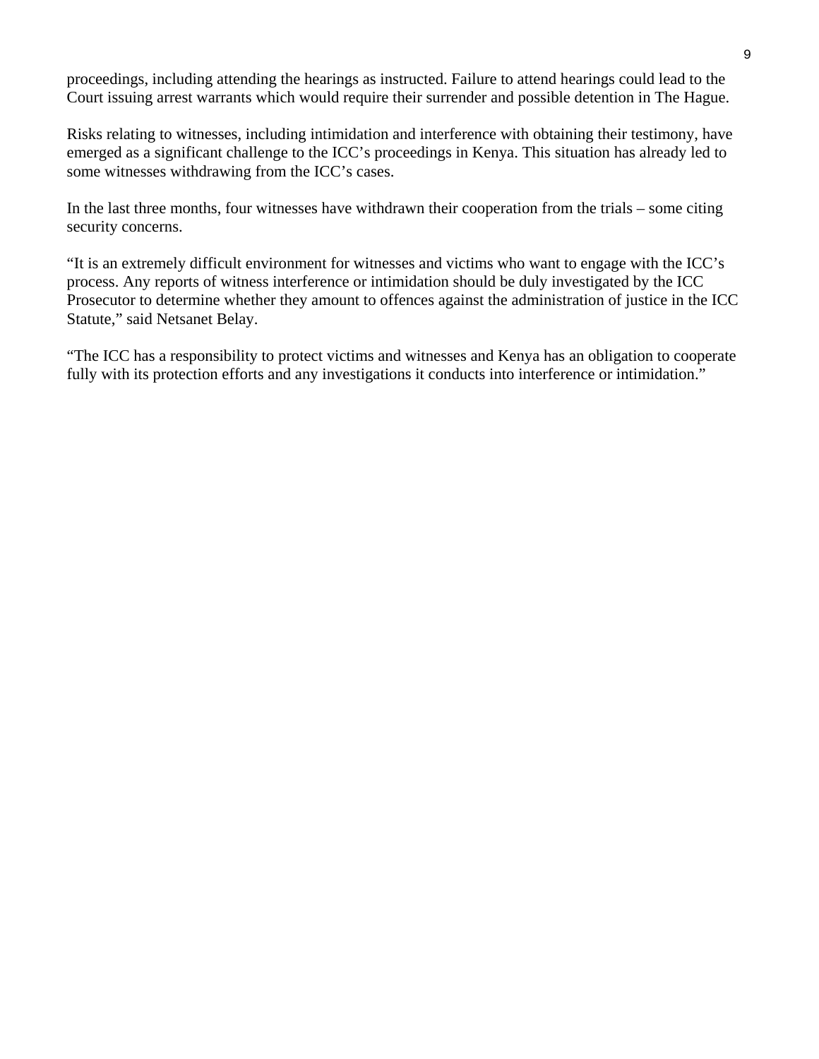proceedings, including attending the hearings as instructed. Failure to attend hearings could lead to the Court issuing arrest warrants which would require their surrender and possible detention in The Hague.

Risks relating to witnesses, including intimidation and interference with obtaining their testimony, have emerged as a significant challenge to the ICC's proceedings in Kenya. This situation has already led to some witnesses withdrawing from the ICC's cases.

In the last three months, four witnesses have withdrawn their cooperation from the trials – some citing security concerns.

"It is an extremely difficult environment for witnesses and victims who want to engage with the ICC's process. Any reports of witness interference or intimidation should be duly investigated by the ICC Prosecutor to determine whether they amount to offences against the administration of justice in the ICC Statute," said Netsanet Belay.

"The ICC has a responsibility to protect victims and witnesses and Kenya has an obligation to cooperate fully with its protection efforts and any investigations it conducts into interference or intimidation."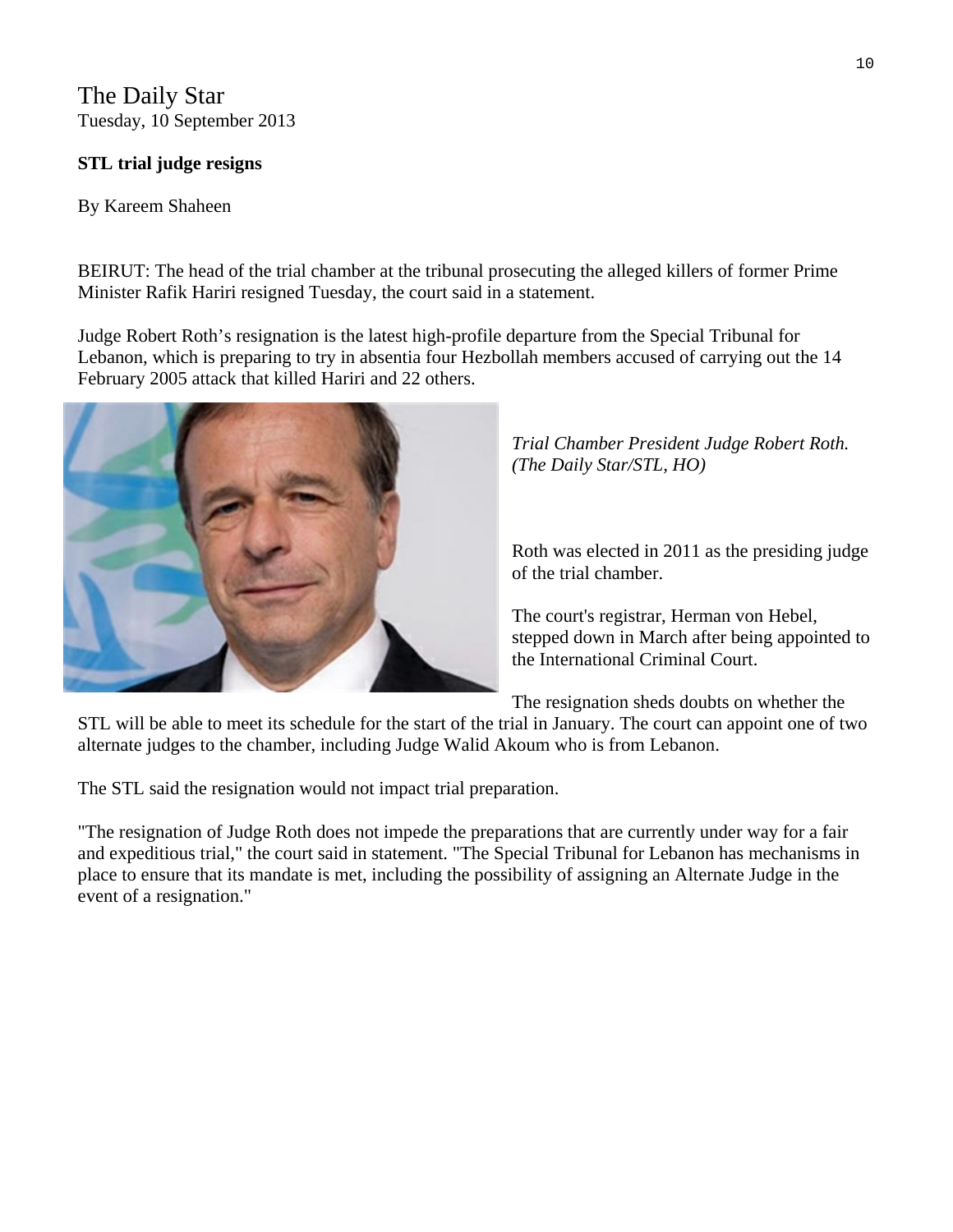The Daily Star
Tuesday, 10 September 2013

**STL trial judge resigns**

By Kareem Shaheen

BEIRUT: The head of the trial chamber at the tribunal prosecuting the alleged killers of former Prime Minister Rafik Hariri resigned Tuesday, the court said in a statement.

Judge Robert Roth's resignation is the latest high-profile departure from the Special Tribunal for Lebanon, which is preparing to try in absentia four Hezbollah members accused of carrying out the 14 February 2005 attack that killed Hariri and 22 others.

*Trial Chamber President Judge Robert Roth. (The Daily Star/STL, HO)*

Roth was elected in 2011 as the presiding judge of the trial chamber.

The court's registrar, Herman von Hebel, stepped down in March after being appointed to the International Criminal Court.

The resignation sheds doubts on whether the STL will be able to meet its schedule for the start of the trial in January. The court can appoint one of two alternate judges to the chamber, including Judge Walid Akoum who is from Lebanon.

The STL said the resignation would not impact trial preparation.

"The resignation of Judge Roth does not impede the preparations that are currently under way for a fair and expeditious trial," the court said in statement. "The Special Tribunal for Lebanon has mechanisms in place to ensure that its mandate is met, including the possibility of assigning an Alternate Judge in the event of a resignation."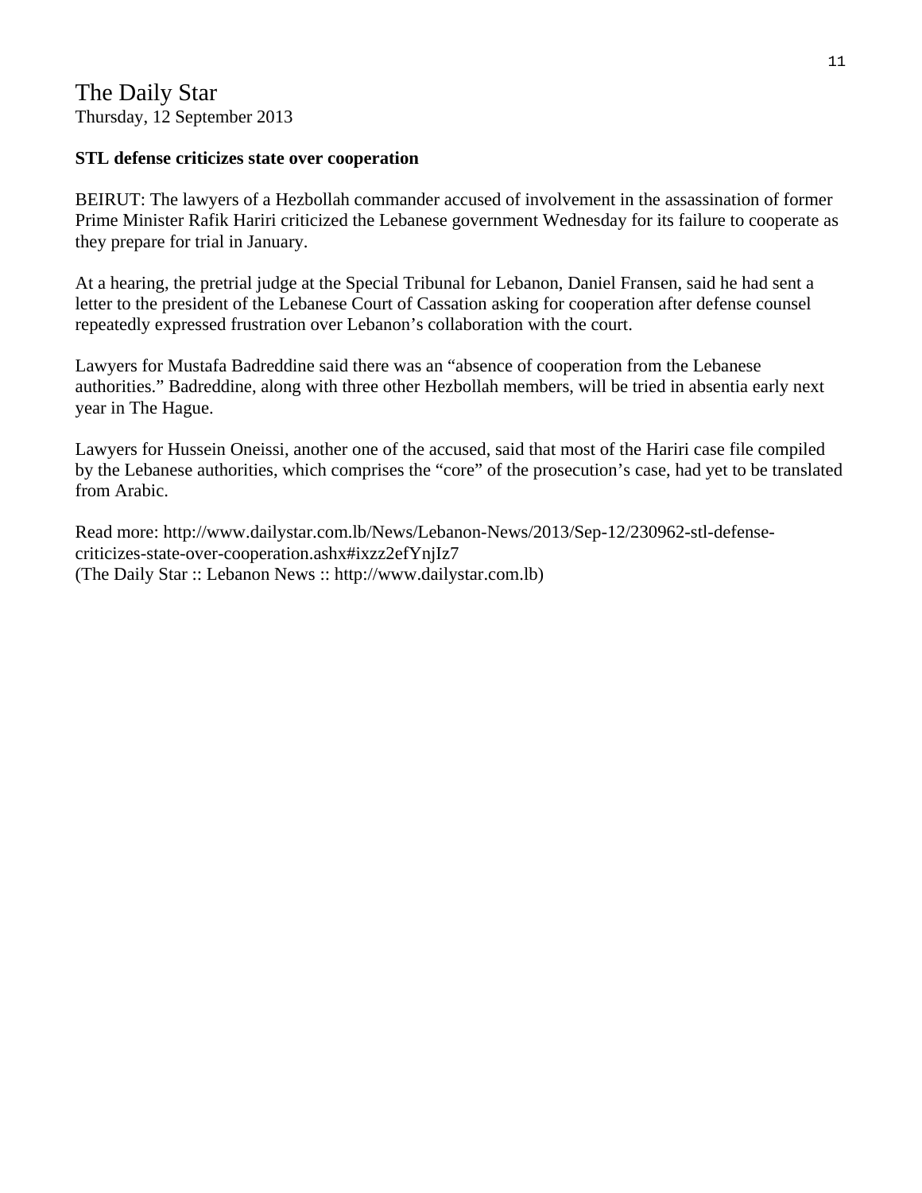# The Daily Star

Thursday, 12 September 2013

**STL defense criticizes state over cooperation**

BEIRUT: The lawyers of a Hezbollah commander accused of involvement in the assassination of former Prime Minister Rafik Hariri criticized the Lebanese government Wednesday for its failure to cooperate as they prepare for trial in January.

At a hearing, the pretrial judge at the Special Tribunal for Lebanon, Daniel Fransen, said he had sent a letter to the president of the Lebanese Court of Cassation asking for cooperation after defense counsel repeatedly expressed frustration over Lebanon's collaboration with the court.

Lawyers for Mustafa Badreddine said there was an "absence of cooperation from the Lebanese authorities." Badreddine, along with three other Hezbollah members, will be tried in absentia early next year in The Hague.

Lawyers for Hussein Oneissi, another one of the accused, said that most of the Hariri case file compiled by the Lebanese authorities, which comprises the "core" of the prosecution's case, had yet to be translated from Arabic.

Read more: http://www.dailystar.com.lb/News/Lebanon-News/2013/Sep-12/230962-stl-defense-criticizes-state-over-cooperation.ashx#ixzz2efYnjIz7
(The Daily Star :: Lebanon News :: http://www.dailystar.com.lb)